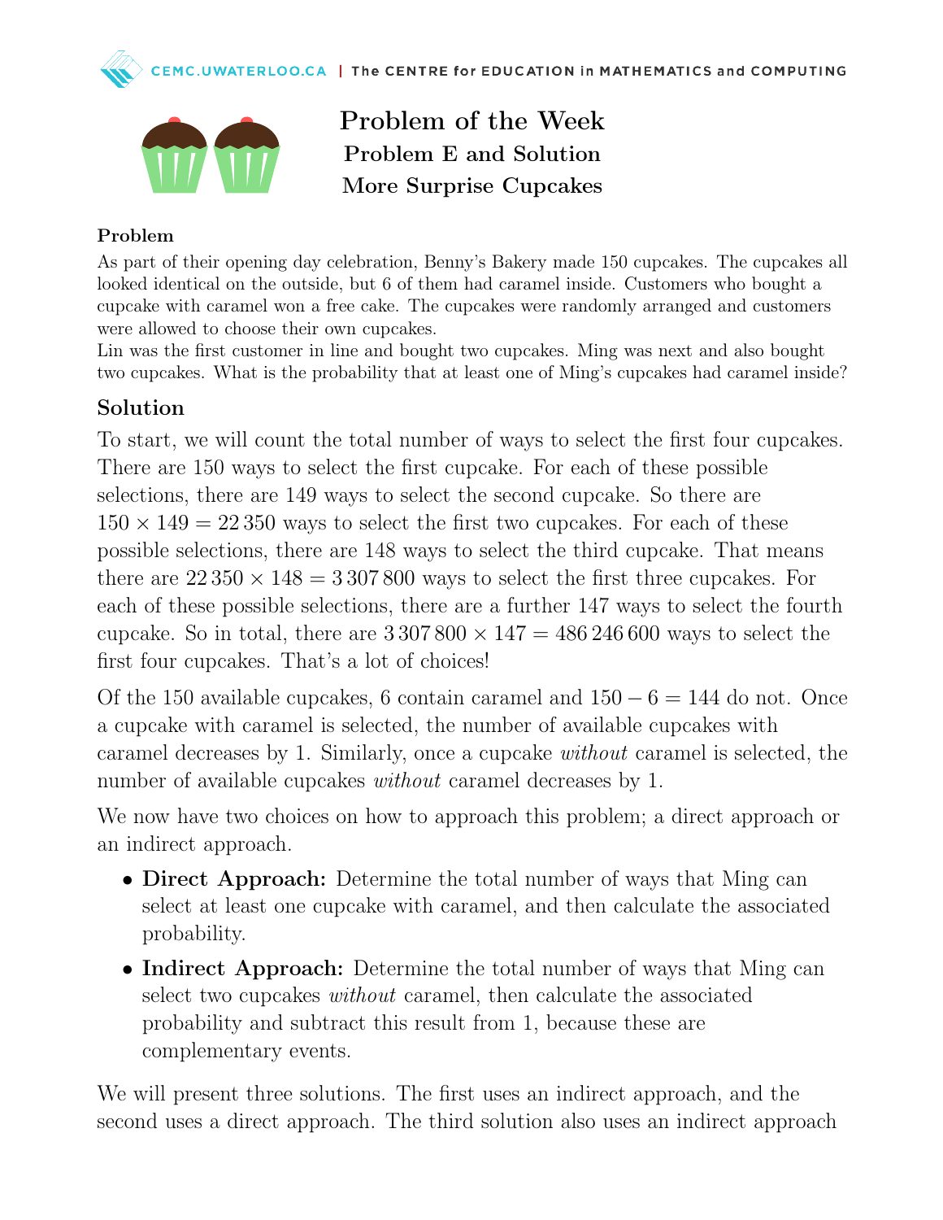# Problem of the Week
## Problem E and Solution
## More Surprise Cupcakes

### Problem

As part of their opening day celebration, Benny's Bakery made 150 cupcakes. The cupcakes all looked identical on the outside, but 6 of them had caramel inside. Customers who bought a cupcake with caramel won a free cake. The cupcakes were randomly arranged and customers were allowed to choose their own cupcakes.
Lin was the first customer in line and bought two cupcakes. Ming was next and also bought two cupcakes. What is the probability that at least one of Ming's cupcakes had caramel inside?

### Solution

To start, we will count the total number of ways to select the first four cupcakes. There are 150 ways to select the first cupcake. For each of these possible selections, there are 149 ways to select the second cupcake. So there are $150 \times 149 = 22\,350$ ways to select the first two cupcakes. For each of these possible selections, there are 148 ways to select the third cupcake. That means there are $22\,350 \times 148 = 3\,307\,800$ ways to select the first three cupcakes. For each of these possible selections, there are a further 147 ways to select the fourth cupcake. So in total, there are $3\,307\,800 \times 147 = 486\,246\,600$ ways to select the first four cupcakes. That's a lot of choices!

Of the 150 available cupcakes, 6 contain caramel and $150 - 6 = 144$ do not. Once a cupcake with caramel is selected, the number of available cupcakes with caramel decreases by 1. Similarly, once a cupcake *without* caramel is selected, the number of available cupcakes *without* caramel decreases by 1.

We now have two choices on how to approach this problem; a direct approach or an indirect approach.

- **Direct Approach:** Determine the total number of ways that Ming can select at least one cupcake with caramel, and then calculate the associated probability.
- **Indirect Approach:** Determine the total number of ways that Ming can select two cupcakes *without* caramel, then calculate the associated probability and subtract this result from 1, because these are complementary events.

We will present three solutions. The first uses an indirect approach, and the second uses a direct approach. The third solution also uses an indirect approach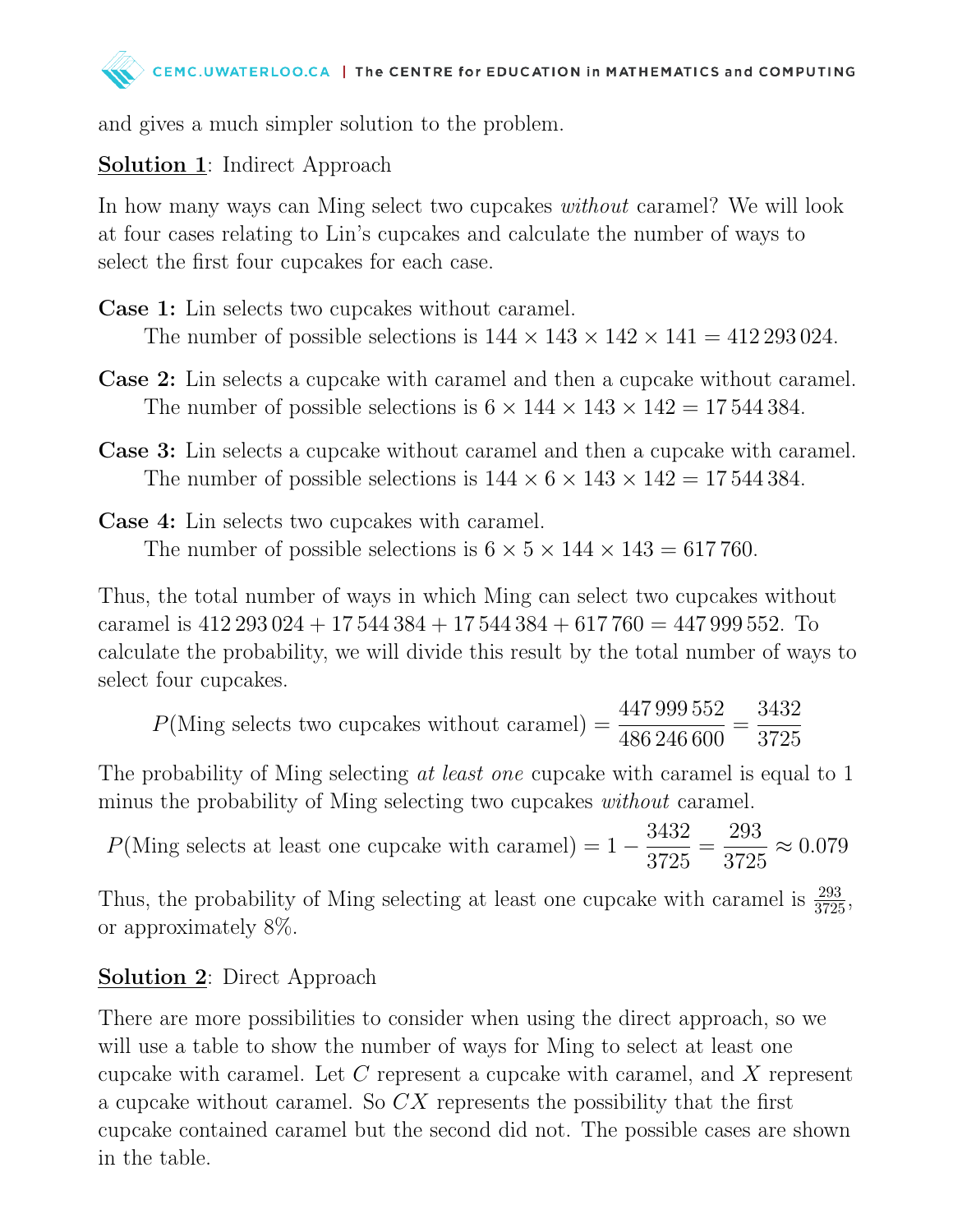and gives a much simpler solution to the problem.

**Solution 1**: Indirect Approach

In how many ways can Ming select two cupcakes *without* caramel? We will look at four cases relating to Lin's cupcakes and calculate the number of ways to select the first four cupcakes for each case.

**Case 1:** Lin selects two cupcakes without caramel.
The number of possible selections is $144 \times 143 \times 142 \times 141 = 412\,293\,024$.

**Case 2:** Lin selects a cupcake with caramel and then a cupcake without caramel.
The number of possible selections is $6 \times 144 \times 143 \times 142 = 17\,544\,384$.

**Case 3:** Lin selects a cupcake without caramel and then a cupcake with caramel.
The number of possible selections is $144 \times 6 \times 143 \times 142 = 17\,544\,384$.

**Case 4:** Lin selects two cupcakes with caramel.
The number of possible selections is $6 \times 5 \times 144 \times 143 = 617\,760$.

Thus, the total number of ways in which Ming can select two cupcakes without caramel is $412\,293\,024 + 17\,544\,384 + 17\,544\,384 + 617\,760 = 447\,999\,552$. To calculate the probability, we will divide this result by the total number of ways to select four cupcakes.

$$P(\text{Ming selects two cupcakes without caramel}) = \frac{447\,999\,552}{486\,246\,600} = \frac{3432}{3725}$$

The probability of Ming selecting *at least one* cupcake with caramel is equal to 1 minus the probability of Ming selecting two cupcakes *without* caramel.

$$P(\text{Ming selects at least one cupcake with caramel}) = 1 - \frac{3432}{3725} = \frac{293}{3725} \approx 0.079$$

Thus, the probability of Ming selecting at least one cupcake with caramel is $\frac{293}{3725}$, or approximately 8%.

**Solution 2**: Direct Approach

There are more possibilities to consider when using the direct approach, so we will use a table to show the number of ways for Ming to select at least one cupcake with caramel. Let $C$ represent a cupcake with caramel, and $X$ represent a cupcake without caramel. So $CX$ represents the possibility that the first cupcake contained caramel but the second did not. The possible cases are shown in the table.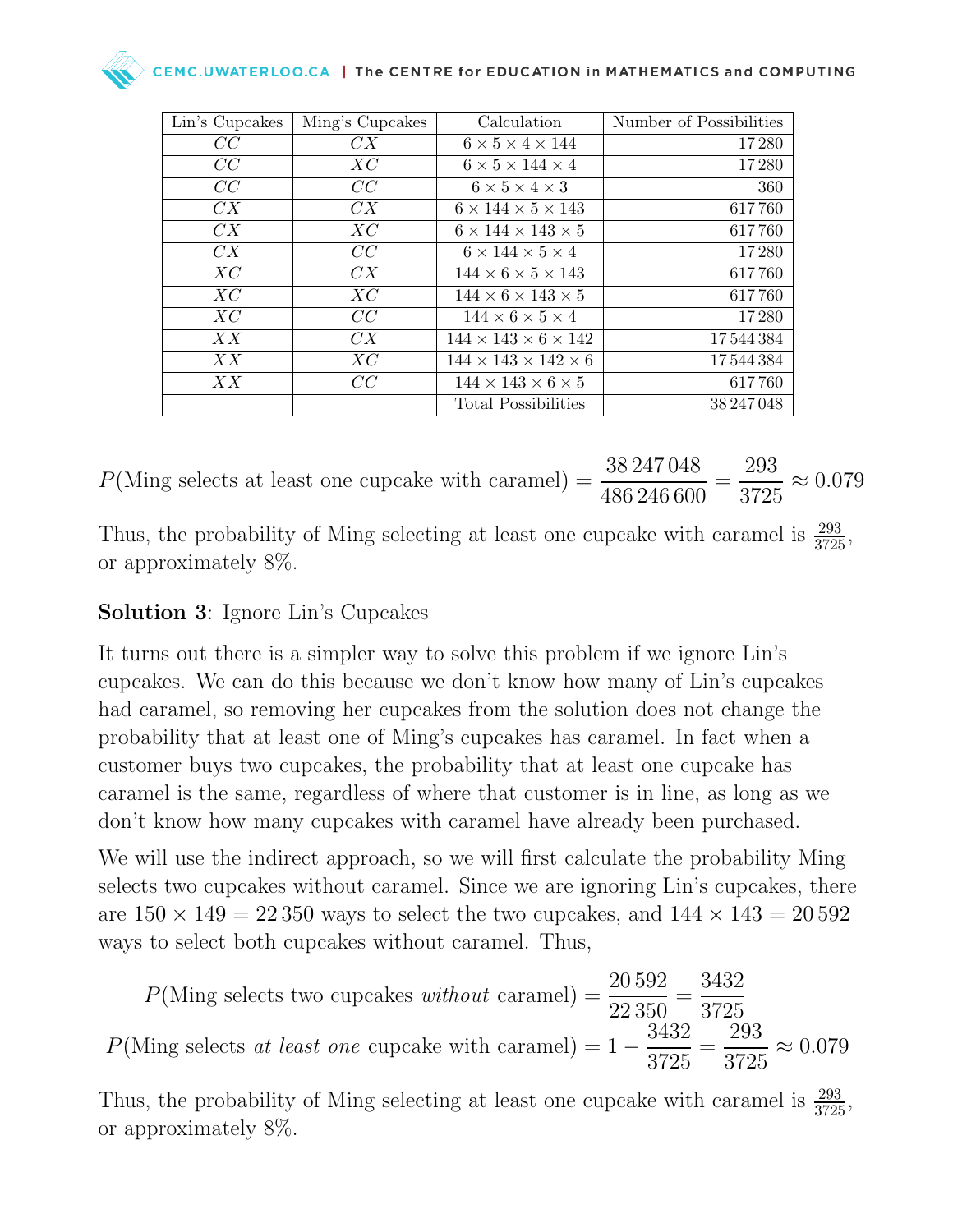| Lin's Cupcakes | Ming's Cupcakes | Calculation | Number of Possibilities |
|---|---|---|---|
| $CC$ | $CX$ | $6 \times 5 \times 4 \times 144$ | 17 280 |
| $CC$ | $XC$ | $6 \times 5 \times 144 \times 4$ | 17 280 |
| $CC$ | $CC$ | $6 \times 5 \times 4 \times 3$ | 360 |
| $CX$ | $CX$ | $6 \times 144 \times 5 \times 143$ | 617 760 |
| $CX$ | $XC$ | $6 \times 144 \times 143 \times 5$ | 617 760 |
| $CX$ | $CC$ | $6 \times 144 \times 5 \times 4$ | 17 280 |
| $XC$ | $CX$ | $144 \times 6 \times 5 \times 143$ | 617 760 |
| $XC$ | $XC$ | $144 \times 6 \times 143 \times 5$ | 617 760 |
| $XC$ | $CC$ | $144 \times 6 \times 5 \times 4$ | 17 280 |
| $XX$ | $CX$ | $144 \times 143 \times 6 \times 142$ | 17 544 384 |
| $XX$ | $XC$ | $144 \times 143 \times 142 \times 6$ | 17 544 384 |
| $XX$ | $CC$ | $144 \times 143 \times 6 \times 5$ | 617 760 |
| | | Total Possibilities | 38 247 048 |

$$P(\text{Ming selects at least one cupcake with caramel}) = \frac{38\,247\,048}{486\,246\,600} = \frac{293}{3725} \approx 0.079$$

Thus, the probability of Ming selecting at least one cupcake with caramel is $\frac{293}{3725}$, or approximately 8%.

**Solution 3**: Ignore Lin's Cupcakes

It turns out there is a simpler way to solve this problem if we ignore Lin's cupcakes. We can do this because we don't know how many of Lin's cupcakes had caramel, so removing her cupcakes from the solution does not change the probability that at least one of Ming's cupcakes has caramel. In fact when a customer buys two cupcakes, the probability that at least one cupcake has caramel is the same, regardless of where that customer is in line, as long as we don't know how many cupcakes with caramel have already been purchased.

We will use the indirect approach, so we will first calculate the probability Ming selects two cupcakes without caramel. Since we are ignoring Lin's cupcakes, there are $150 \times 149 = 22\,350$ ways to select the two cupcakes, and $144 \times 143 = 20\,592$ ways to select both cupcakes without caramel. Thus,

$$P(\text{Ming selects two cupcakes } \textit{without} \text{ caramel}) = \frac{20\,592}{22\,350} = \frac{3432}{3725}$$

$$P(\text{Ming selects } \textit{at least one} \text{ cupcake with caramel}) = 1 - \frac{3432}{3725} = \frac{293}{3725} \approx 0.079$$

Thus, the probability of Ming selecting at least one cupcake with caramel is $\frac{293}{3725}$, or approximately 8%.